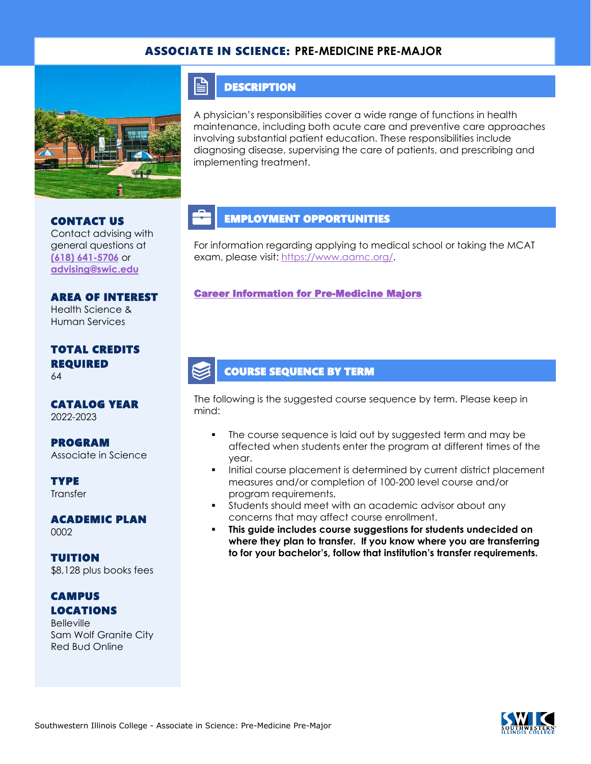# ASSOCIATE IN SCIENCE: PRE-MEDICINE PRE-MAJOR

## DESCRIPTION

A physician's responsibilities cover a wide range of functions in health maintenance, including both acute care and preventive care approaches involving substantial patient education. These responsibilities include diagnosing disease, supervising the care of patients, and prescribing and implementing treatment.

## EMPLOYMENT OPPORTUNITIES

For information regarding applying to medical school or taking the MCAT exam, please visit: https://www.aamc.org/.

**Career Information for Pre-Medicine Majors**

## COURSE SEQUENCE BY TERM

The following is the suggested course sequence by term. Please keep in mind:

- The course sequence is laid out by suggested term and may be affected when students enter the program at different times of the year.
- Initial course placement is determined by current district placement measures and/or completion of 100-200 level course and/or program requirements.
- Students should meet with an academic advisor about any concerns that may affect course enrollment.
- **This guide includes course suggestions for students undecided on where they plan to transfer. If you know where you are transferring to for your bachelor's, follow that institution's transfer requirements.**

### CONTACT US

Contact advising with general questions at **(618) 641-5706** or **advising@swic.edu**

### AREA OF INTEREST

Health Science & Human Services

### TOTAL CREDITS REQUIRED

64

### CATALOG YEAR

2022-2023

### PROGRAM

Associate in Science

### TYPE

Transfer

### ACADEMIC PLAN

0002

### TUITION

$8,128 plus books fees

### CAMPUS LOCATIONS

Belleville
Sam Wolf Granite City
Red Bud Online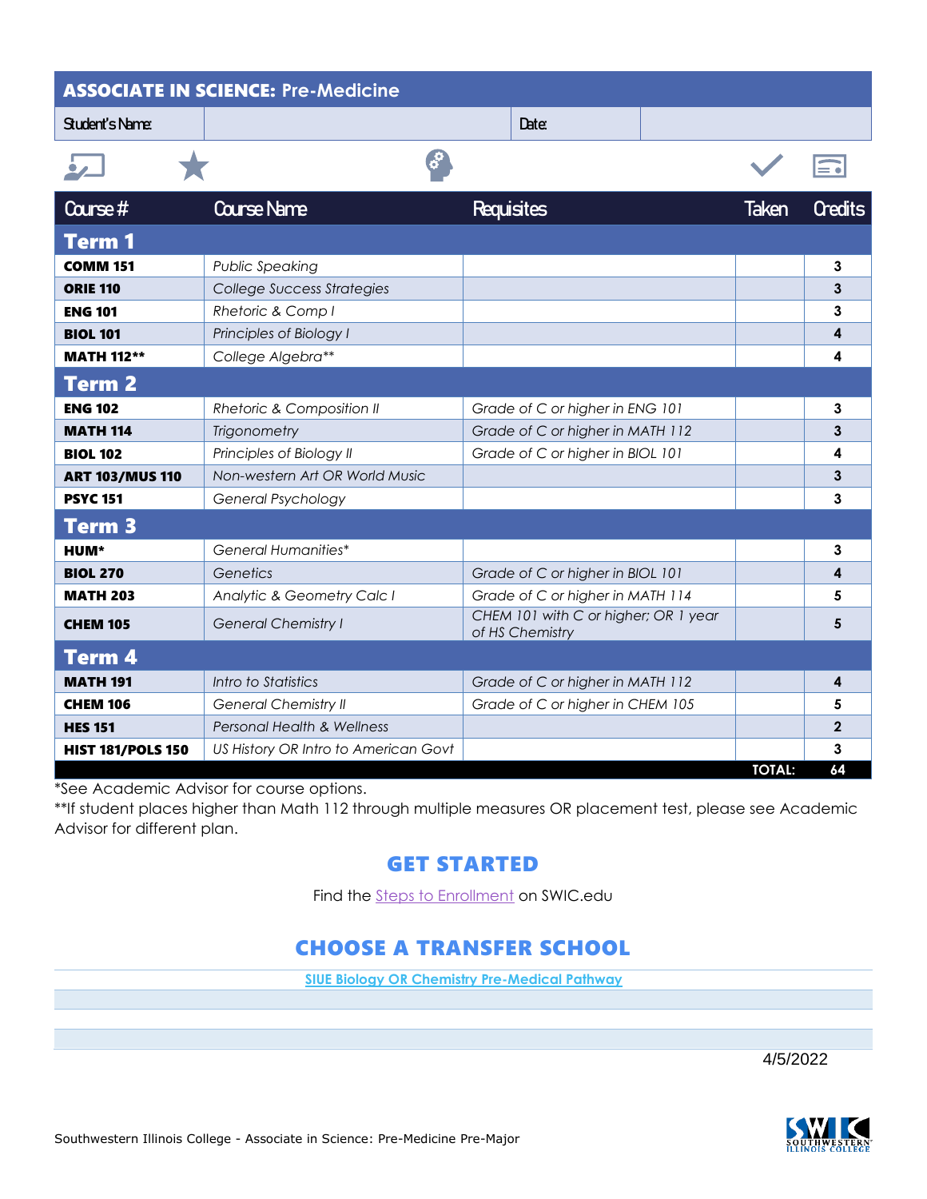## ASSOCIATE IN SCIENCE: Pre-Medicine

| Student's Name: | | Date: | |
|---|---|---|---|

| Course # | Course Name | Requisites | Taken | Credits |
|---|---|---|---|---|
| **Term 1** | | | | |
| **COMM 151** | *Public Speaking* | | | 3 |
| **ORIE 110** | *College Success Strategies* | | | 3 |
| **ENG 101** | *Rhetoric & Comp I* | | | 3 |
| **BIOL 101** | *Principles of Biology I* | | | 4 |
| **MATH 112**** | *College Algebra*** | | | 4 |
| **Term 2** | | | | |
| **ENG 102** | *Rhetoric & Composition II* | *Grade of C or higher in ENG 101* | | 3 |
| **MATH 114** | *Trigonometry* | *Grade of C or higher in MATH 112* | | 3 |
| **BIOL 102** | *Principles of Biology II* | *Grade of C or higher in BIOL 101* | | 4 |
| **ART 103/MUS 110** | *Non-western Art OR World Music* | | | 3 |
| **PSYC 151** | *General Psychology* | | | 3 |
| **Term 3** | | | | |
| **HUM*** | *General Humanities** | | | 3 |
| **BIOL 270** | *Genetics* | *Grade of C or higher in BIOL 101* | | 4 |
| **MATH 203** | *Analytic & Geometry Calc I* | *Grade of C or higher in MATH 114* | | 5 |
| **CHEM 105** | *General Chemistry I* | *CHEM 101 with C or higher; OR 1 year of HS Chemistry* | | 5 |
| **Term 4** | | | | |
| **MATH 191** | *Intro to Statistics* | *Grade of C or higher in MATH 112* | | 4 |
| **CHEM 106** | *General Chemistry II* | *Grade of C or higher in CHEM 105* | | 5 |
| **HES 151** | *Personal Health & Wellness* | | | 2 |
| **HIST 181/POLS 150** | *US History OR Intro to American Govt* | | | 3 |
| | | | **TOTAL:** | **64** |

*See Academic Advisor for course options.

**If student places higher than Math 112 through multiple measures OR placement test, please see Academic Advisor for different plan.

## GET STARTED

Find the Steps to Enrollment on SWIC.edu

## CHOOSE A TRANSFER SCHOOL

SIUE Biology OR Chemistry Pre-Medical Pathway

4/5/2022

Southwestern Illinois College - Associate in Science: Pre-Medicine Pre-Major